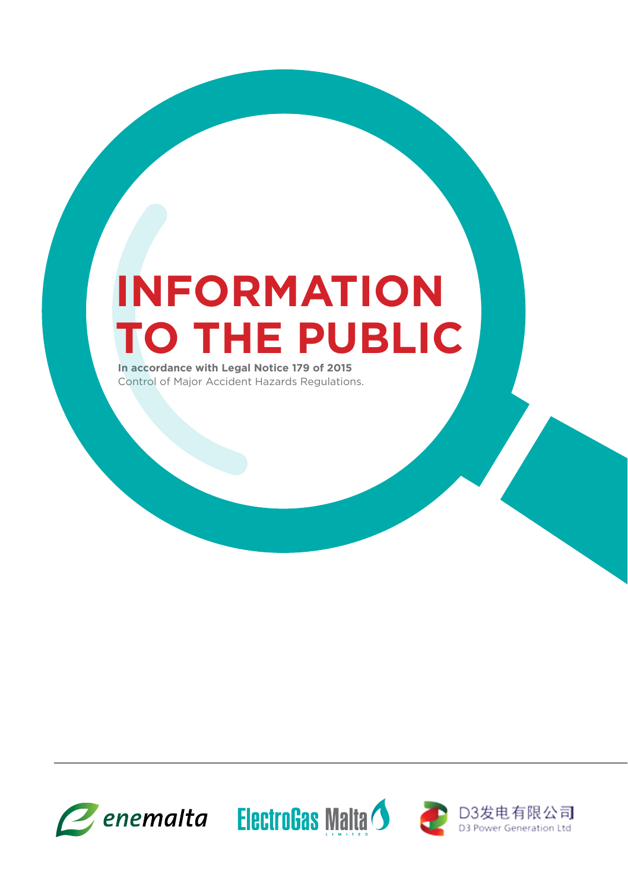# INFORMATION TO THE PUBLIC

**In accordance with Legal Notice 179 of 2015**
Control of Major Accident Hazards Regulations.

enemalta ElectroGas Malta LIMITED D3发电有限公司 D3 Power Generation Ltd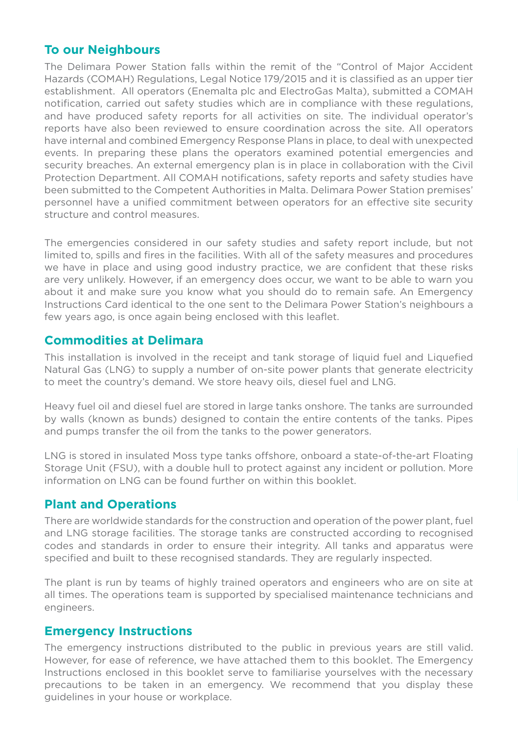## To our Neighbours

The Delimara Power Station falls within the remit of the "Control of Major Accident Hazards (COMAH) Regulations, Legal Notice 179/2015 and it is classified as an upper tier establishment. All operators (Enemalta plc and ElectroGas Malta), submitted a COMAH notification, carried out safety studies which are in compliance with these regulations, and have produced safety reports for all activities on site. The individual operator's reports have also been reviewed to ensure coordination across the site. All operators have internal and combined Emergency Response Plans in place, to deal with unexpected events. In preparing these plans the operators examined potential emergencies and security breaches. An external emergency plan is in place in collaboration with the Civil Protection Department. All COMAH notifications, safety reports and safety studies have been submitted to the Competent Authorities in Malta. Delimara Power Station premises' personnel have a unified commitment between operators for an effective site security structure and control measures.

The emergencies considered in our safety studies and safety report include, but not limited to, spills and fires in the facilities. With all of the safety measures and procedures we have in place and using good industry practice, we are confident that these risks are very unlikely. However, if an emergency does occur, we want to be able to warn you about it and make sure you know what you should do to remain safe. An Emergency Instructions Card identical to the one sent to the Delimara Power Station's neighbours a few years ago, is once again being enclosed with this leaflet.

## Commodities at Delimara

This installation is involved in the receipt and tank storage of liquid fuel and Liquefied Natural Gas (LNG) to supply a number of on-site power plants that generate electricity to meet the country's demand. We store heavy oils, diesel fuel and LNG.

Heavy fuel oil and diesel fuel are stored in large tanks onshore. The tanks are surrounded by walls (known as bunds) designed to contain the entire contents of the tanks. Pipes and pumps transfer the oil from the tanks to the power generators.

LNG is stored in insulated Moss type tanks offshore, onboard a state-of-the-art Floating Storage Unit (FSU), with a double hull to protect against any incident or pollution. More information on LNG can be found further on within this booklet.

## Plant and Operations

There are worldwide standards for the construction and operation of the power plant, fuel and LNG storage facilities. The storage tanks are constructed according to recognised codes and standards in order to ensure their integrity. All tanks and apparatus were specified and built to these recognised standards. They are regularly inspected.

The plant is run by teams of highly trained operators and engineers who are on site at all times. The operations team is supported by specialised maintenance technicians and engineers.

## Emergency Instructions

The emergency instructions distributed to the public in previous years are still valid. However, for ease of reference, we have attached them to this booklet. The Emergency Instructions enclosed in this booklet serve to familiarise yourselves with the necessary precautions to be taken in an emergency. We recommend that you display these guidelines in your house or workplace.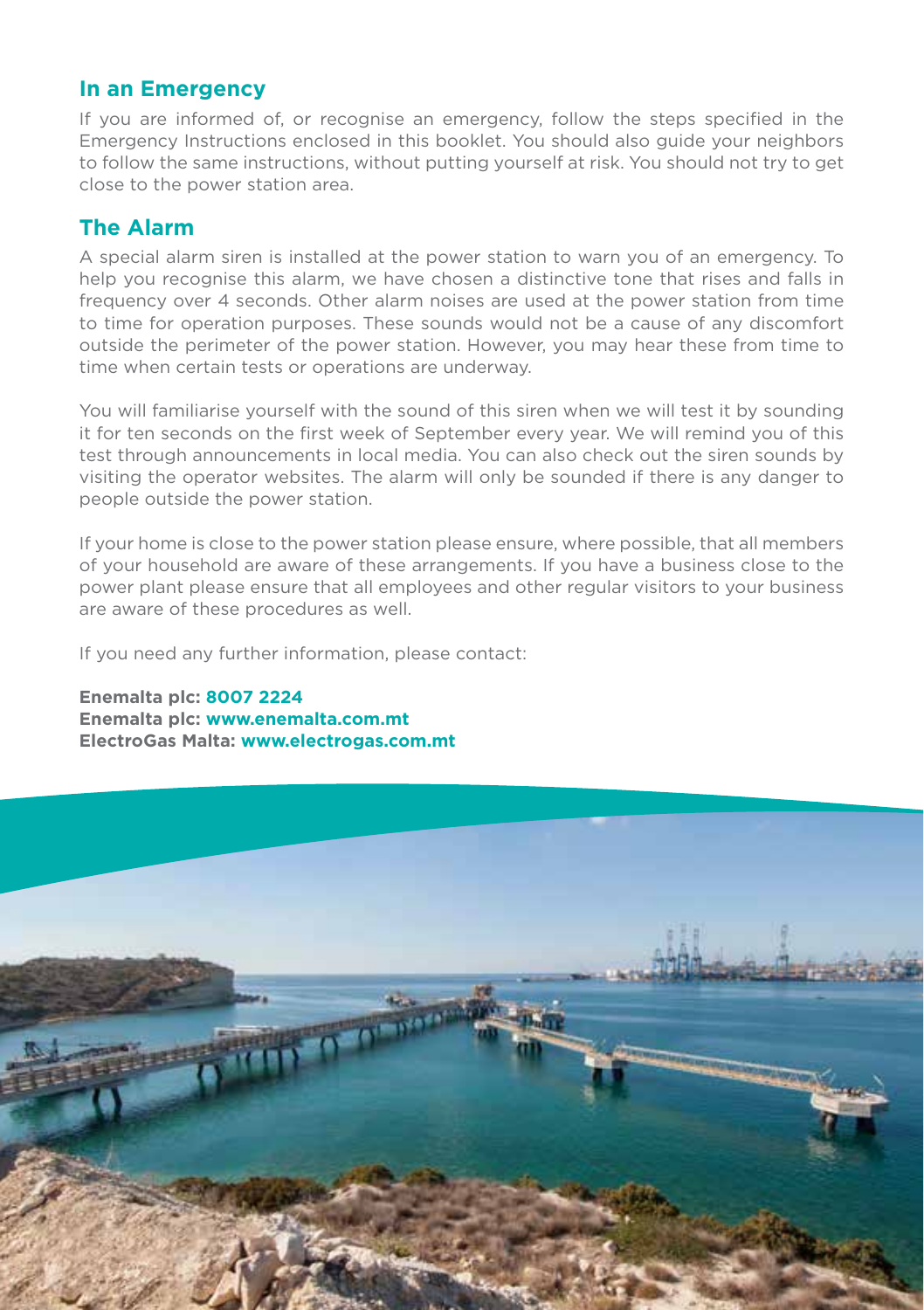## In an Emergency

If you are informed of, or recognise an emergency, follow the steps specified in the Emergency Instructions enclosed in this booklet. You should also guide your neighbors to follow the same instructions, without putting yourself at risk. You should not try to get close to the power station area.

## The Alarm

A special alarm siren is installed at the power station to warn you of an emergency. To help you recognise this alarm, we have chosen a distinctive tone that rises and falls in frequency over 4 seconds. Other alarm noises are used at the power station from time to time for operation purposes. These sounds would not be a cause of any discomfort outside the perimeter of the power station. However, you may hear these from time to time when certain tests or operations are underway.

You will familiarise yourself with the sound of this siren when we will test it by sounding it for ten seconds on the first week of September every year. We will remind you of this test through announcements in local media. You can also check out the siren sounds by visiting the operator websites. The alarm will only be sounded if there is any danger to people outside the power station.

If your home is close to the power station please ensure, where possible, that all members of your household are aware of these arrangements. If you have a business close to the power plant please ensure that all employees and other regular visitors to your business are aware of these procedures as well.

If you need any further information, please contact:

**Enemalta plc: 8007 2224**
**Enemalta plc: www.enemalta.com.mt**
**ElectroGas Malta: www.electrogas.com.mt**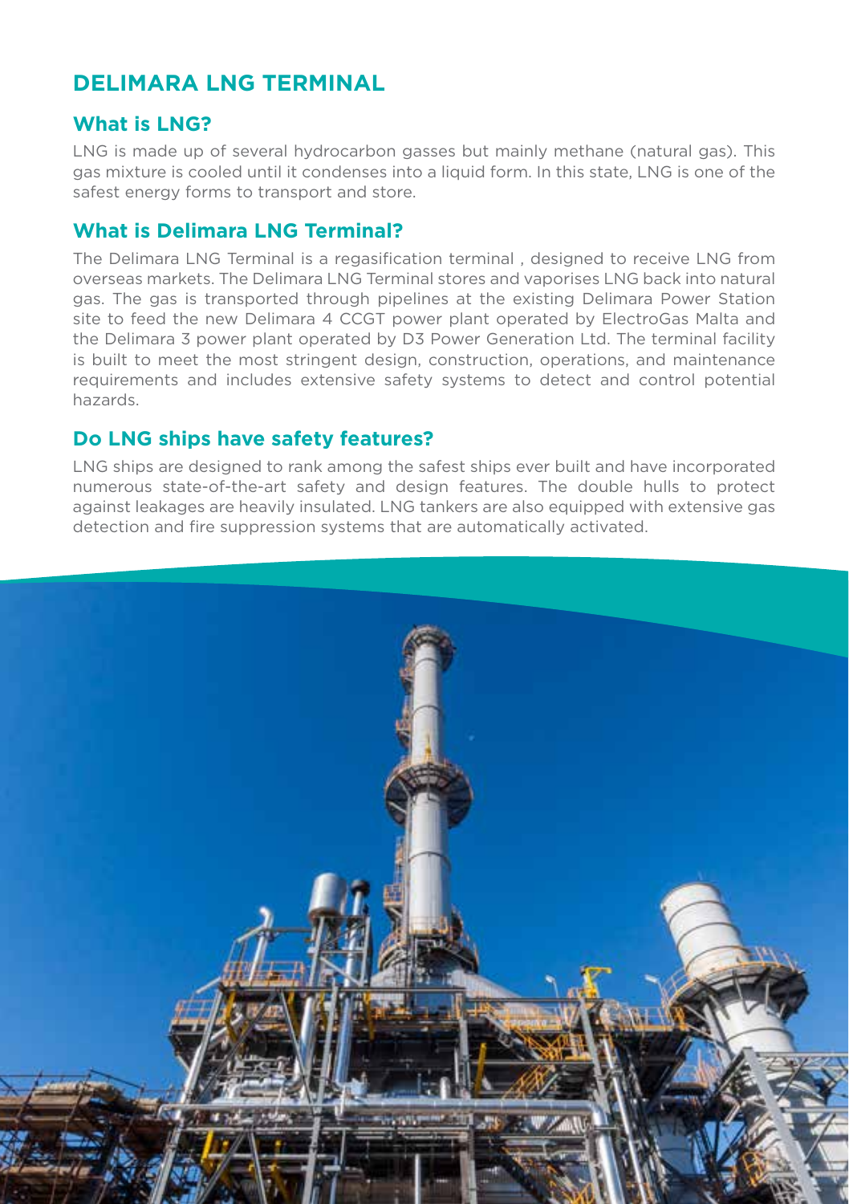# DELIMARA LNG TERMINAL

## What is LNG?

LNG is made up of several hydrocarbon gasses but mainly methane (natural gas). This gas mixture is cooled until it condenses into a liquid form. In this state, LNG is one of the safest energy forms to transport and store.

## What is Delimara LNG Terminal?

The Delimara LNG Terminal is a regasification terminal , designed to receive LNG from overseas markets. The Delimara LNG Terminal stores and vaporises LNG back into natural gas. The gas is transported through pipelines at the existing Delimara Power Station site to feed the new Delimara 4 CCGT power plant operated by ElectroGas Malta and the Delimara 3 power plant operated by D3 Power Generation Ltd. The terminal facility is built to meet the most stringent design, construction, operations, and maintenance requirements and includes extensive safety systems to detect and control potential hazards.

## Do LNG ships have safety features?

LNG ships are designed to rank among the safest ships ever built and have incorporated numerous state-of-the-art safety and design features. The double hulls to protect against leakages are heavily insulated. LNG tankers are also equipped with extensive gas detection and fire suppression systems that are automatically activated.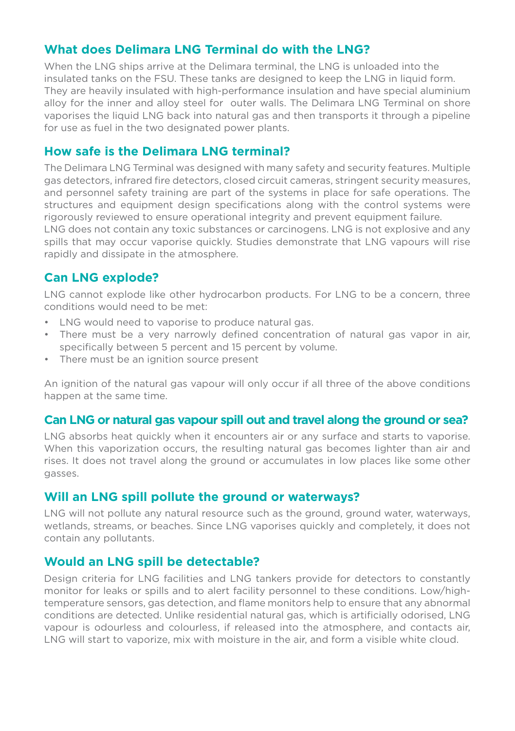## What does Delimara LNG Terminal do with the LNG?

When the LNG ships arrive at the Delimara terminal, the LNG is unloaded into the insulated tanks on the FSU. These tanks are designed to keep the LNG in liquid form. They are heavily insulated with high-performance insulation and have special aluminium alloy for the inner and alloy steel for outer walls. The Delimara LNG Terminal on shore vaporises the liquid LNG back into natural gas and then transports it through a pipeline for use as fuel in the two designated power plants.

## How safe is the Delimara LNG terminal?

The Delimara LNG Terminal was designed with many safety and security features. Multiple gas detectors, infrared fire detectors, closed circuit cameras, stringent security measures, and personnel safety training are part of the systems in place for safe operations. The structures and equipment design specifications along with the control systems were rigorously reviewed to ensure operational integrity and prevent equipment failure.
LNG does not contain any toxic substances or carcinogens. LNG is not explosive and any spills that may occur vaporise quickly. Studies demonstrate that LNG vapours will rise rapidly and dissipate in the atmosphere.

## Can LNG explode?

LNG cannot explode like other hydrocarbon products. For LNG to be a concern, three conditions would need to be met:

- LNG would need to vaporise to produce natural gas.
- There must be a very narrowly defined concentration of natural gas vapor in air, specifically between 5 percent and 15 percent by volume.
- There must be an ignition source present

An ignition of the natural gas vapour will only occur if all three of the above conditions happen at the same time.

## Can LNG or natural gas vapour spill out and travel along the ground or sea?

LNG absorbs heat quickly when it encounters air or any surface and starts to vaporise. When this vaporization occurs, the resulting natural gas becomes lighter than air and rises. It does not travel along the ground or accumulates in low places like some other gasses.

## Will an LNG spill pollute the ground or waterways?

LNG will not pollute any natural resource such as the ground, ground water, waterways, wetlands, streams, or beaches. Since LNG vaporises quickly and completely, it does not contain any pollutants.

## Would an LNG spill be detectable?

Design criteria for LNG facilities and LNG tankers provide for detectors to constantly monitor for leaks or spills and to alert facility personnel to these conditions. Low/high-temperature sensors, gas detection, and flame monitors help to ensure that any abnormal conditions are detected. Unlike residential natural gas, which is artificially odorised, LNG vapour is odourless and colourless, if released into the atmosphere, and contacts air, LNG will start to vaporize, mix with moisture in the air, and form a visible white cloud.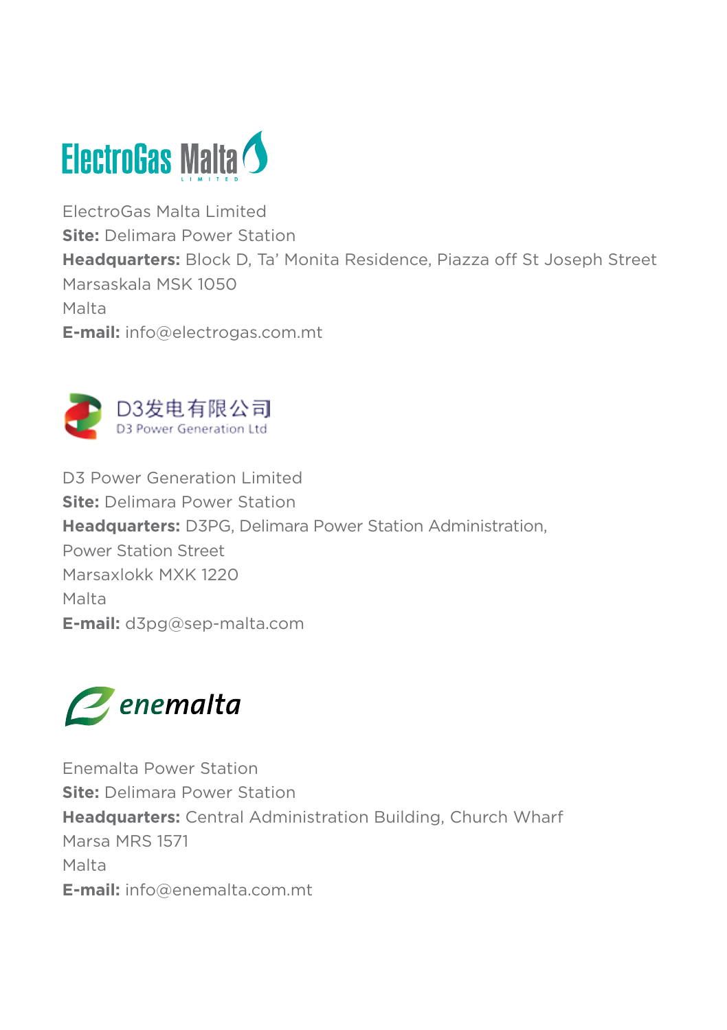ElectroGas Malta Limited
**Site:** Delimara Power Station
**Headquarters:** Block D, Ta' Monita Residence, Piazza off St Joseph Street
Marsaskala MSK 1050
Malta
**E-mail:** info@electrogas.com.mt

D3发电有限公司
D3 Power Generation Ltd

D3 Power Generation Limited
**Site:** Delimara Power Station
**Headquarters:** D3PG, Delimara Power Station Administration,
Power Station Street
Marsaxlokk MXK 1220
Malta
**E-mail:** d3pg@sep-malta.com

Enemalta Power Station
**Site:** Delimara Power Station
**Headquarters:** Central Administration Building, Church Wharf
Marsa MRS 1571
Malta
**E-mail:** info@enemalta.com.mt